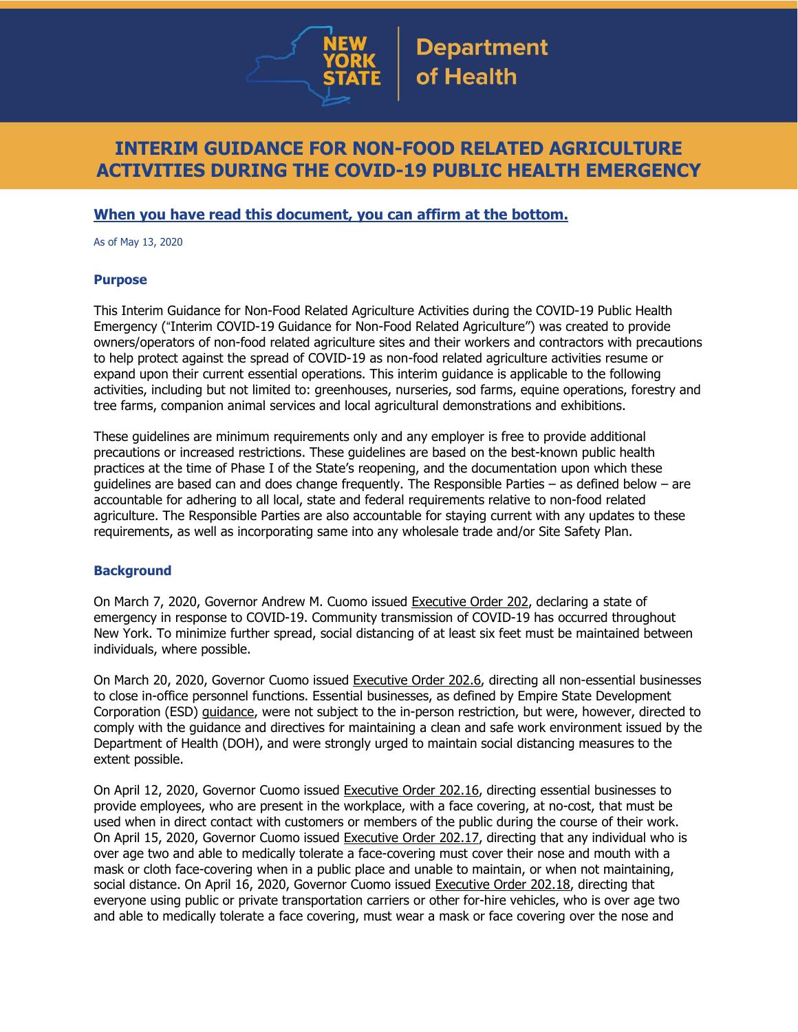New York State Department of Health

# INTERIM GUIDANCE FOR NON-FOOD RELATED AGRICULTURE ACTIVITIES DURING THE COVID-19 PUBLIC HEALTH EMERGENCY

**When you have read this document, you can affirm at the bottom.**

As of May 13, 2020

## Purpose

This Interim Guidance for Non-Food Related Agriculture Activities during the COVID-19 Public Health Emergency ("Interim COVID-19 Guidance for Non-Food Related Agriculture") was created to provide owners/operators of non-food related agriculture sites and their workers and contractors with precautions to help protect against the spread of COVID-19 as non-food related agriculture activities resume or expand upon their current essential operations. This interim guidance is applicable to the following activities, including but not limited to: greenhouses, nurseries, sod farms, equine operations, forestry and tree farms, companion animal services and local agricultural demonstrations and exhibitions.

These guidelines are minimum requirements only and any employer is free to provide additional precautions or increased restrictions. These guidelines are based on the best-known public health practices at the time of Phase I of the State's reopening, and the documentation upon which these guidelines are based can and does change frequently. The Responsible Parties – as defined below – are accountable for adhering to all local, state and federal requirements relative to non-food related agriculture. The Responsible Parties are also accountable for staying current with any updates to these requirements, as well as incorporating same into any wholesale trade and/or Site Safety Plan.

## Background

On March 7, 2020, Governor Andrew M. Cuomo issued Executive Order 202, declaring a state of emergency in response to COVID-19. Community transmission of COVID-19 has occurred throughout New York. To minimize further spread, social distancing of at least six feet must be maintained between individuals, where possible.

On March 20, 2020, Governor Cuomo issued Executive Order 202.6, directing all non-essential businesses to close in-office personnel functions. Essential businesses, as defined by Empire State Development Corporation (ESD) guidance, were not subject to the in-person restriction, but were, however, directed to comply with the guidance and directives for maintaining a clean and safe work environment issued by the Department of Health (DOH), and were strongly urged to maintain social distancing measures to the extent possible.

On April 12, 2020, Governor Cuomo issued Executive Order 202.16, directing essential businesses to provide employees, who are present in the workplace, with a face covering, at no-cost, that must be used when in direct contact with customers or members of the public during the course of their work. On April 15, 2020, Governor Cuomo issued Executive Order 202.17, directing that any individual who is over age two and able to medically tolerate a face-covering must cover their nose and mouth with a mask or cloth face-covering when in a public place and unable to maintain, or when not maintaining, social distance. On April 16, 2020, Governor Cuomo issued Executive Order 202.18, directing that everyone using public or private transportation carriers or other for-hire vehicles, who is over age two and able to medically tolerate a face covering, must wear a mask or face covering over the nose and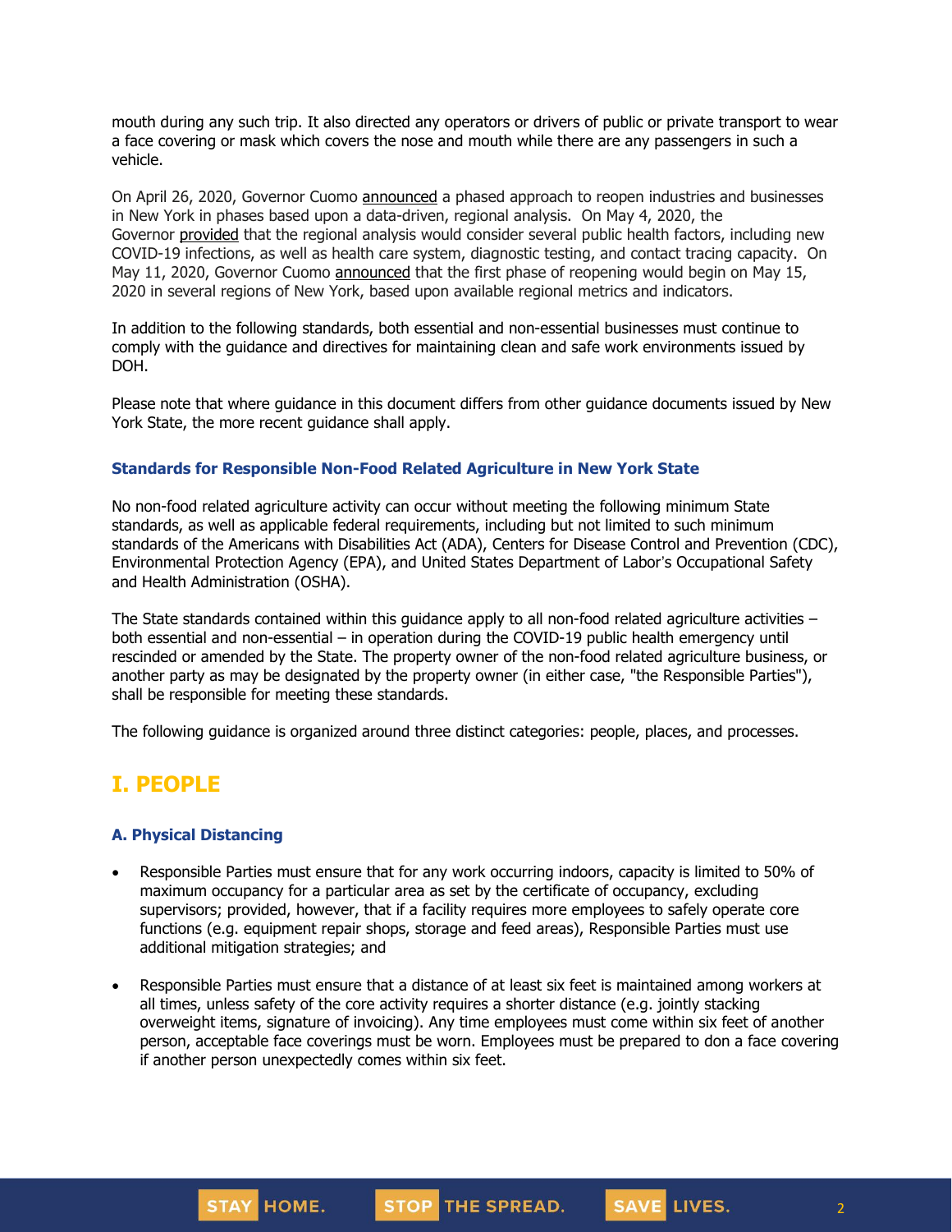mouth during any such trip. It also directed any operators or drivers of public or private transport to wear a face covering or mask which covers the nose and mouth while there are any passengers in such a vehicle.

On April 26, 2020, Governor Cuomo announced a phased approach to reopen industries and businesses in New York in phases based upon a data-driven, regional analysis. On May 4, 2020, the Governor provided that the regional analysis would consider several public health factors, including new COVID-19 infections, as well as health care system, diagnostic testing, and contact tracing capacity. On May 11, 2020, Governor Cuomo announced that the first phase of reopening would begin on May 15, 2020 in several regions of New York, based upon available regional metrics and indicators.

In addition to the following standards, both essential and non-essential businesses must continue to comply with the guidance and directives for maintaining clean and safe work environments issued by DOH.

Please note that where guidance in this document differs from other guidance documents issued by New York State, the more recent guidance shall apply.

### Standards for Responsible Non-Food Related Agriculture in New York State

No non-food related agriculture activity can occur without meeting the following minimum State standards, as well as applicable federal requirements, including but not limited to such minimum standards of the Americans with Disabilities Act (ADA), Centers for Disease Control and Prevention (CDC), Environmental Protection Agency (EPA), and United States Department of Labor's Occupational Safety and Health Administration (OSHA).

The State standards contained within this guidance apply to all non-food related agriculture activities – both essential and non-essential – in operation during the COVID-19 public health emergency until rescinded or amended by the State. The property owner of the non-food related agriculture business, or another party as may be designated by the property owner (in either case, "the Responsible Parties"), shall be responsible for meeting these standards.

The following guidance is organized around three distinct categories: people, places, and processes.

## I. PEOPLE

### A. Physical Distancing

- Responsible Parties must ensure that for any work occurring indoors, capacity is limited to 50% of maximum occupancy for a particular area as set by the certificate of occupancy, excluding supervisors; provided, however, that if a facility requires more employees to safely operate core functions (e.g. equipment repair shops, storage and feed areas), Responsible Parties must use additional mitigation strategies; and

- Responsible Parties must ensure that a distance of at least six feet is maintained among workers at all times, unless safety of the core activity requires a shorter distance (e.g. jointly stacking overweight items, signature of invoicing). Any time employees must come within six feet of another person, acceptable face coverings must be worn. Employees must be prepared to don a face covering if another person unexpectedly comes within six feet.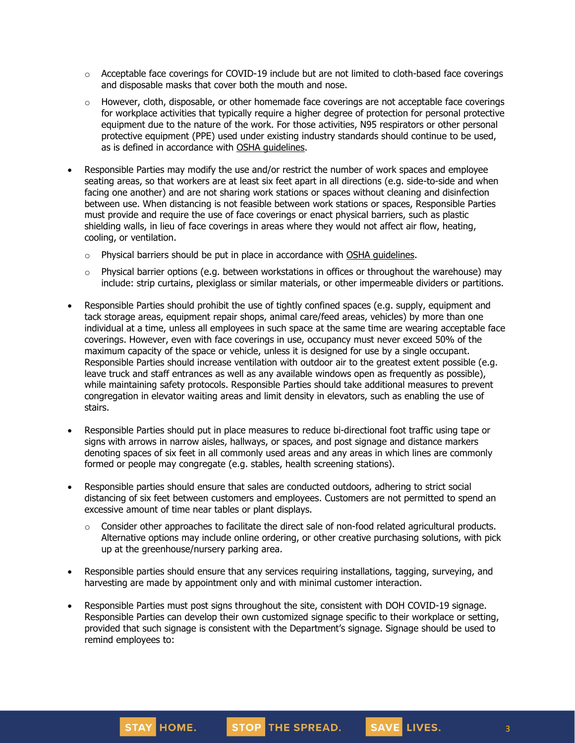- Acceptable face coverings for COVID-19 include but are not limited to cloth-based face coverings and disposable masks that cover both the mouth and nose.
  - However, cloth, disposable, or other homemade face coverings are not acceptable face coverings for workplace activities that typically require a higher degree of protection for personal protective equipment due to the nature of the work. For those activities, N95 respirators or other personal protective equipment (PPE) used under existing industry standards should continue to be used, as is defined in accordance with OSHA guidelines.

- Responsible Parties may modify the use and/or restrict the number of work spaces and employee seating areas, so that workers are at least six feet apart in all directions (e.g. side-to-side and when facing one another) and are not sharing work stations or spaces without cleaning and disinfection between use. When distancing is not feasible between work stations or spaces, Responsible Parties must provide and require the use of face coverings or enact physical barriers, such as plastic shielding walls, in lieu of face coverings in areas where they would not affect air flow, heating, cooling, or ventilation.
  - Physical barriers should be put in place in accordance with OSHA guidelines.
  - Physical barrier options (e.g. between workstations in offices or throughout the warehouse) may include: strip curtains, plexiglass or similar materials, or other impermeable dividers or partitions.

- Responsible Parties should prohibit the use of tightly confined spaces (e.g. supply, equipment and tack storage areas, equipment repair shops, animal care/feed areas, vehicles) by more than one individual at a time, unless all employees in such space at the same time are wearing acceptable face coverings. However, even with face coverings in use, occupancy must never exceed 50% of the maximum capacity of the space or vehicle, unless it is designed for use by a single occupant. Responsible Parties should increase ventilation with outdoor air to the greatest extent possible (e.g. leave truck and staff entrances as well as any available windows open as frequently as possible), while maintaining safety protocols. Responsible Parties should take additional measures to prevent congregation in elevator waiting areas and limit density in elevators, such as enabling the use of stairs.

- Responsible Parties should put in place measures to reduce bi-directional foot traffic using tape or signs with arrows in narrow aisles, hallways, or spaces, and post signage and distance markers denoting spaces of six feet in all commonly used areas and any areas in which lines are commonly formed or people may congregate (e.g. stables, health screening stations).

- Responsible parties should ensure that sales are conducted outdoors, adhering to strict social distancing of six feet between customers and employees. Customers are not permitted to spend an excessive amount of time near tables or plant displays.
  - Consider other approaches to facilitate the direct sale of non-food related agricultural products. Alternative options may include online ordering, or other creative purchasing solutions, with pick up at the greenhouse/nursery parking area.

- Responsible parties should ensure that any services requiring installations, tagging, surveying, and harvesting are made by appointment only and with minimal customer interaction.

- Responsible Parties must post signs throughout the site, consistent with DOH COVID-19 signage. Responsible Parties can develop their own customized signage specific to their workplace or setting, provided that such signage is consistent with the Department's signage. Signage should be used to remind employees to: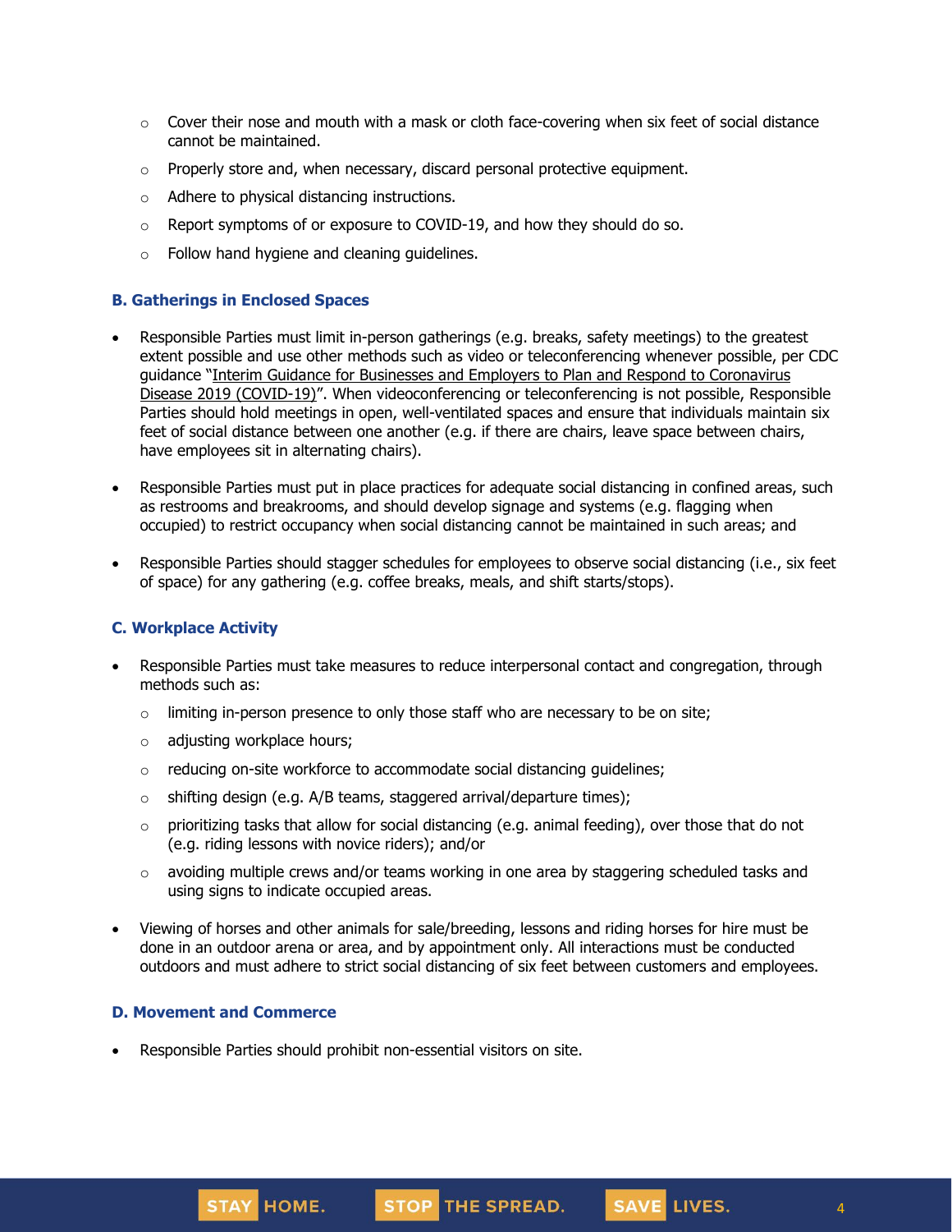- Cover their nose and mouth with a mask or cloth face-covering when six feet of social distance cannot be maintained.
  - Properly store and, when necessary, discard personal protective equipment.
  - Adhere to physical distancing instructions.
  - Report symptoms of or exposure to COVID-19, and how they should do so.
  - Follow hand hygiene and cleaning guidelines.

### B. Gatherings in Enclosed Spaces

- Responsible Parties must limit in-person gatherings (e.g. breaks, safety meetings) to the greatest extent possible and use other methods such as video or teleconferencing whenever possible, per CDC guidance "Interim Guidance for Businesses and Employers to Plan and Respond to Coronavirus Disease 2019 (COVID-19)". When videoconferencing or teleconferencing is not possible, Responsible Parties should hold meetings in open, well-ventilated spaces and ensure that individuals maintain six feet of social distance between one another (e.g. if there are chairs, leave space between chairs, have employees sit in alternating chairs).
- Responsible Parties must put in place practices for adequate social distancing in confined areas, such as restrooms and breakrooms, and should develop signage and systems (e.g. flagging when occupied) to restrict occupancy when social distancing cannot be maintained in such areas; and
- Responsible Parties should stagger schedules for employees to observe social distancing (i.e., six feet of space) for any gathering (e.g. coffee breaks, meals, and shift starts/stops).

### C. Workplace Activity

- Responsible Parties must take measures to reduce interpersonal contact and congregation, through methods such as:
  - limiting in-person presence to only those staff who are necessary to be on site;
  - adjusting workplace hours;
  - reducing on-site workforce to accommodate social distancing guidelines;
  - shifting design (e.g. A/B teams, staggered arrival/departure times);
  - prioritizing tasks that allow for social distancing (e.g. animal feeding), over those that do not (e.g. riding lessons with novice riders); and/or
  - avoiding multiple crews and/or teams working in one area by staggering scheduled tasks and using signs to indicate occupied areas.
- Viewing of horses and other animals for sale/breeding, lessons and riding horses for hire must be done in an outdoor arena or area, and by appointment only. All interactions must be conducted outdoors and must adhere to strict social distancing of six feet between customers and employees.

### D. Movement and Commerce

- Responsible Parties should prohibit non-essential visitors on site.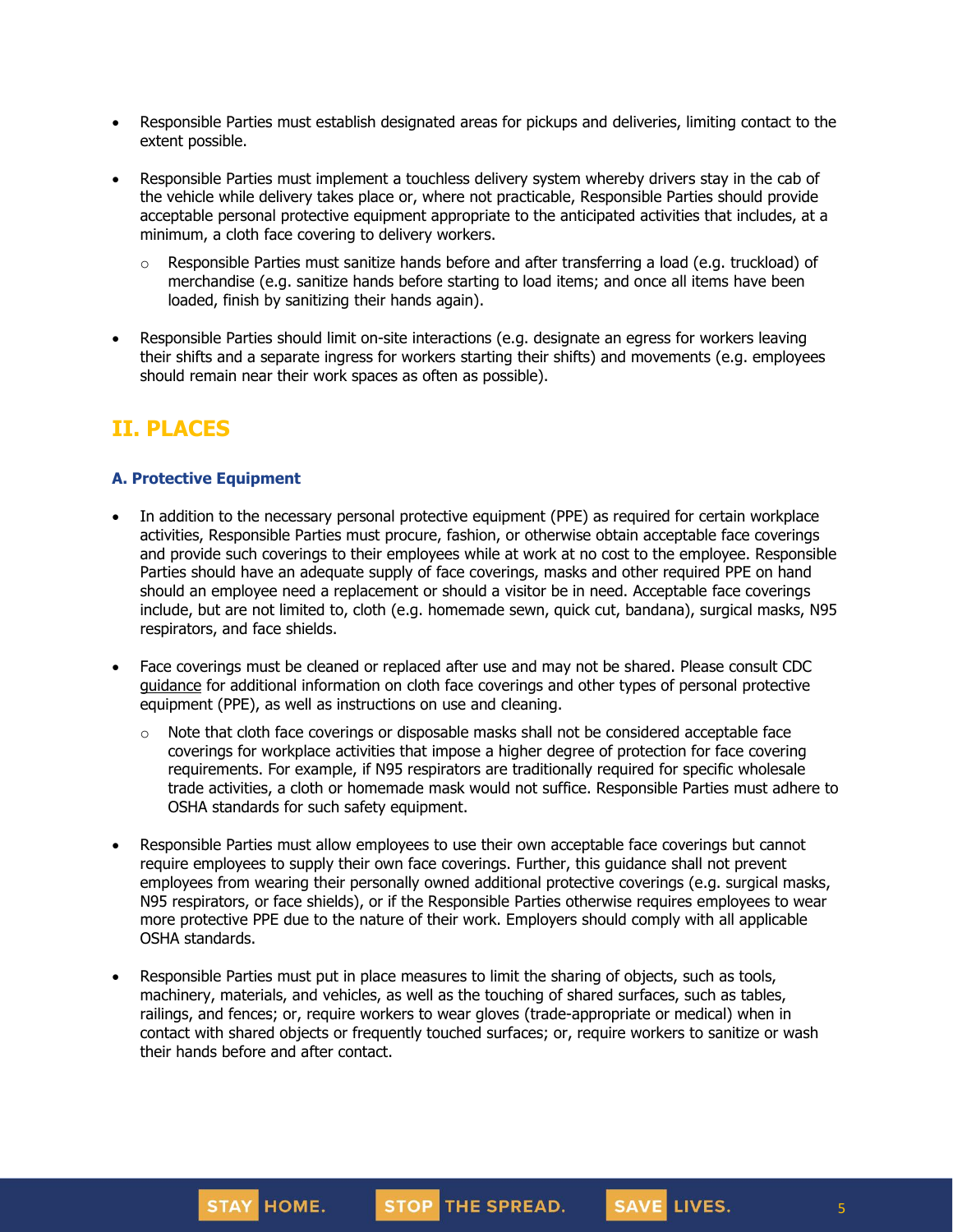- Responsible Parties must establish designated areas for pickups and deliveries, limiting contact to the extent possible.
- Responsible Parties must implement a touchless delivery system whereby drivers stay in the cab of the vehicle while delivery takes place or, where not practicable, Responsible Parties should provide acceptable personal protective equipment appropriate to the anticipated activities that includes, at a minimum, a cloth face covering to delivery workers.
  - Responsible Parties must sanitize hands before and after transferring a load (e.g. truckload) of merchandise (e.g. sanitize hands before starting to load items; and once all items have been loaded, finish by sanitizing their hands again).
- Responsible Parties should limit on-site interactions (e.g. designate an egress for workers leaving their shifts and a separate ingress for workers starting their shifts) and movements (e.g. employees should remain near their work spaces as often as possible).

## II. PLACES

### A. Protective Equipment

- In addition to the necessary personal protective equipment (PPE) as required for certain workplace activities, Responsible Parties must procure, fashion, or otherwise obtain acceptable face coverings and provide such coverings to their employees while at work at no cost to the employee. Responsible Parties should have an adequate supply of face coverings, masks and other required PPE on hand should an employee need a replacement or should a visitor be in need. Acceptable face coverings include, but are not limited to, cloth (e.g. homemade sewn, quick cut, bandana), surgical masks, N95 respirators, and face shields.
- Face coverings must be cleaned or replaced after use and may not be shared. Please consult CDC guidance for additional information on cloth face coverings and other types of personal protective equipment (PPE), as well as instructions on use and cleaning.
  - Note that cloth face coverings or disposable masks shall not be considered acceptable face coverings for workplace activities that impose a higher degree of protection for face covering requirements. For example, if N95 respirators are traditionally required for specific wholesale trade activities, a cloth or homemade mask would not suffice. Responsible Parties must adhere to OSHA standards for such safety equipment.
- Responsible Parties must allow employees to use their own acceptable face coverings but cannot require employees to supply their own face coverings. Further, this guidance shall not prevent employees from wearing their personally owned additional protective coverings (e.g. surgical masks, N95 respirators, or face shields), or if the Responsible Parties otherwise requires employees to wear more protective PPE due to the nature of their work. Employers should comply with all applicable OSHA standards.
- Responsible Parties must put in place measures to limit the sharing of objects, such as tools, machinery, materials, and vehicles, as well as the touching of shared surfaces, such as tables, railings, and fences; or, require workers to wear gloves (trade-appropriate or medical) when in contact with shared objects or frequently touched surfaces; or, require workers to sanitize or wash their hands before and after contact.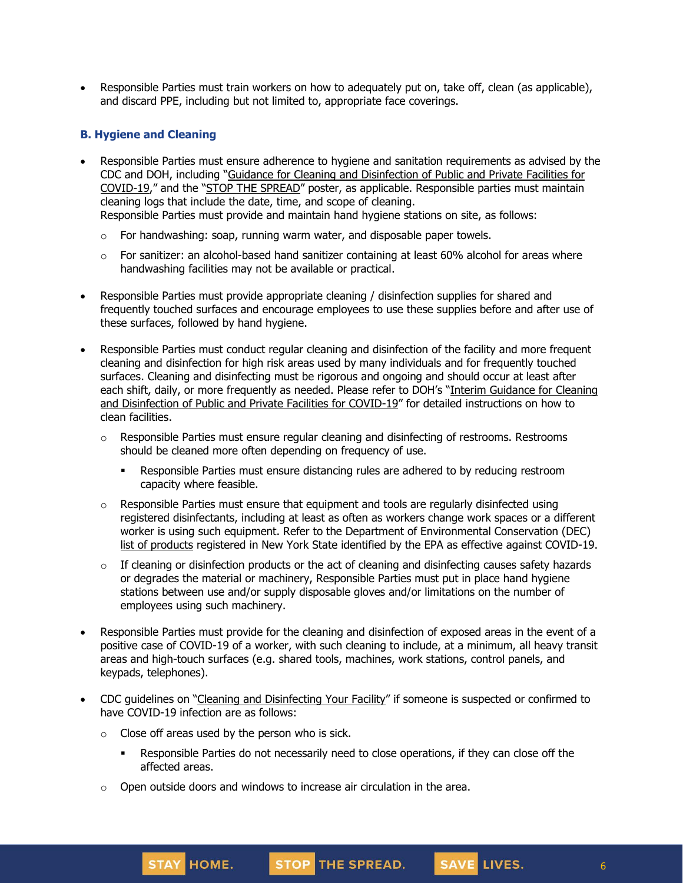- Responsible Parties must train workers on how to adequately put on, take off, clean (as applicable), and discard PPE, including but not limited to, appropriate face coverings.

### B. Hygiene and Cleaning

- Responsible Parties must ensure adherence to hygiene and sanitation requirements as advised by the CDC and DOH, including "Guidance for Cleaning and Disinfection of Public and Private Facilities for COVID-19," and the "STOP THE SPREAD" poster, as applicable. Responsible parties must maintain cleaning logs that include the date, time, and scope of cleaning.
  Responsible Parties must provide and maintain hand hygiene stations on site, as follows:
  - For handwashing: soap, running warm water, and disposable paper towels.
  - For sanitizer: an alcohol-based hand sanitizer containing at least 60% alcohol for areas where handwashing facilities may not be available or practical.
- Responsible Parties must provide appropriate cleaning / disinfection supplies for shared and frequently touched surfaces and encourage employees to use these supplies before and after use of these surfaces, followed by hand hygiene.
- Responsible Parties must conduct regular cleaning and disinfection of the facility and more frequent cleaning and disinfection for high risk areas used by many individuals and for frequently touched surfaces. Cleaning and disinfecting must be rigorous and ongoing and should occur at least after each shift, daily, or more frequently as needed. Please refer to DOH's "Interim Guidance for Cleaning and Disinfection of Public and Private Facilities for COVID-19" for detailed instructions on how to clean facilities.
  - Responsible Parties must ensure regular cleaning and disinfecting of restrooms. Restrooms should be cleaned more often depending on frequency of use.
    - Responsible Parties must ensure distancing rules are adhered to by reducing restroom capacity where feasible.
  - Responsible Parties must ensure that equipment and tools are regularly disinfected using registered disinfectants, including at least as often as workers change work spaces or a different worker is using such equipment. Refer to the Department of Environmental Conservation (DEC) list of products registered in New York State identified by the EPA as effective against COVID-19.
  - If cleaning or disinfection products or the act of cleaning and disinfecting causes safety hazards or degrades the material or machinery, Responsible Parties must put in place hand hygiene stations between use and/or supply disposable gloves and/or limitations on the number of employees using such machinery.
- Responsible Parties must provide for the cleaning and disinfection of exposed areas in the event of a positive case of COVID-19 of a worker, with such cleaning to include, at a minimum, all heavy transit areas and high-touch surfaces (e.g. shared tools, machines, work stations, control panels, and keypads, telephones).
- CDC guidelines on "Cleaning and Disinfecting Your Facility" if someone is suspected or confirmed to have COVID-19 infection are as follows:
  - Close off areas used by the person who is sick.
    - Responsible Parties do not necessarily need to close operations, if they can close off the affected areas.
  - Open outside doors and windows to increase air circulation in the area.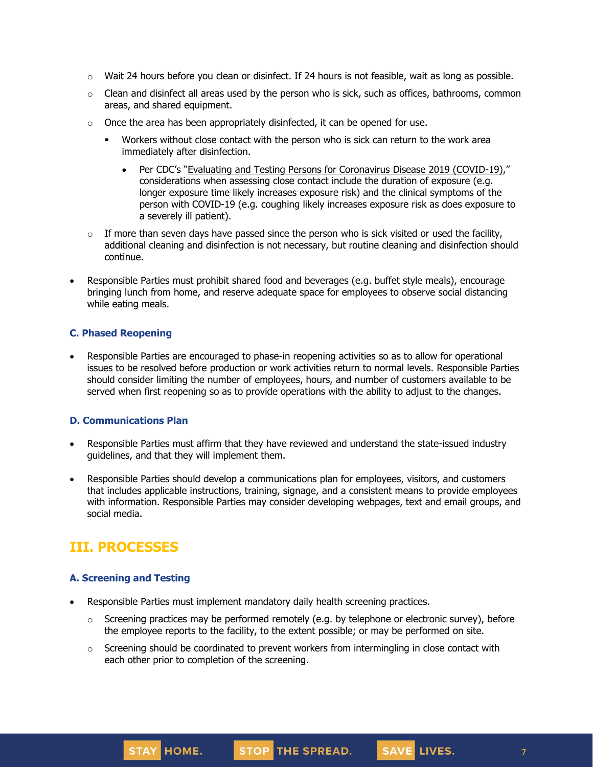- Wait 24 hours before you clean or disinfect. If 24 hours is not feasible, wait as long as possible.
  - Clean and disinfect all areas used by the person who is sick, such as offices, bathrooms, common areas, and shared equipment.
  - Once the area has been appropriately disinfected, it can be opened for use.
    - Workers without close contact with the person who is sick can return to the work area immediately after disinfection.
      - Per CDC's "Evaluating and Testing Persons for Coronavirus Disease 2019 (COVID-19)," considerations when assessing close contact include the duration of exposure (e.g. longer exposure time likely increases exposure risk) and the clinical symptoms of the person with COVID-19 (e.g. coughing likely increases exposure risk as does exposure to a severely ill patient).
  - If more than seven days have passed since the person who is sick visited or used the facility, additional cleaning and disinfection is not necessary, but routine cleaning and disinfection should continue.

- Responsible Parties must prohibit shared food and beverages (e.g. buffet style meals), encourage bringing lunch from home, and reserve adequate space for employees to observe social distancing while eating meals.

### C. Phased Reopening

- Responsible Parties are encouraged to phase-in reopening activities so as to allow for operational issues to be resolved before production or work activities return to normal levels. Responsible Parties should consider limiting the number of employees, hours, and number of customers available to be served when first reopening so as to provide operations with the ability to adjust to the changes.

### D. Communications Plan

- Responsible Parties must affirm that they have reviewed and understand the state-issued industry guidelines, and that they will implement them.

- Responsible Parties should develop a communications plan for employees, visitors, and customers that includes applicable instructions, training, signage, and a consistent means to provide employees with information. Responsible Parties may consider developing webpages, text and email groups, and social media.

## III. PROCESSES

### A. Screening and Testing

- Responsible Parties must implement mandatory daily health screening practices.
  - Screening practices may be performed remotely (e.g. by telephone or electronic survey), before the employee reports to the facility, to the extent possible; or may be performed on site.
  - Screening should be coordinated to prevent workers from intermingling in close contact with each other prior to completion of the screening.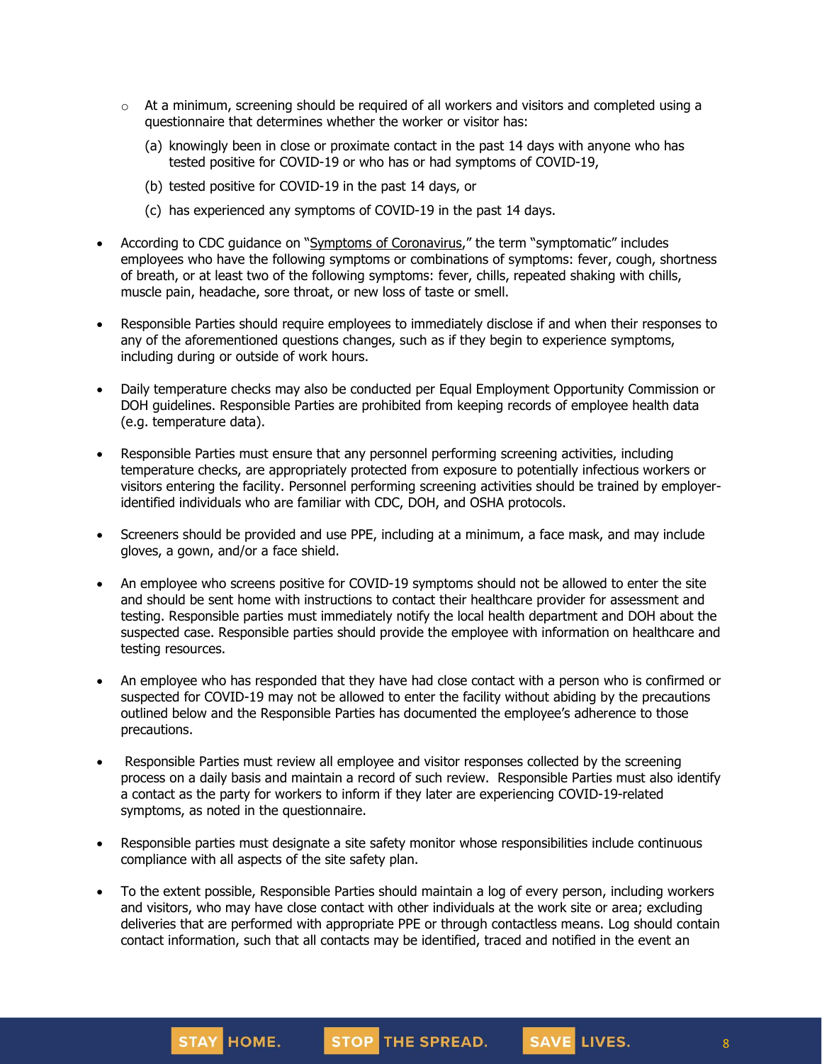- At a minimum, screening should be required of all workers and visitors and completed using a questionnaire that determines whether the worker or visitor has:
    - (a) knowingly been in close or proximate contact in the past 14 days with anyone who has tested positive for COVID-19 or who has or had symptoms of COVID-19,
    - (b) tested positive for COVID-19 in the past 14 days, or
    - (c) has experienced any symptoms of COVID-19 in the past 14 days.

- According to CDC guidance on "Symptoms of Coronavirus," the term "symptomatic" includes employees who have the following symptoms or combinations of symptoms: fever, cough, shortness of breath, or at least two of the following symptoms: fever, chills, repeated shaking with chills, muscle pain, headache, sore throat, or new loss of taste or smell.

- Responsible Parties should require employees to immediately disclose if and when their responses to any of the aforementioned questions changes, such as if they begin to experience symptoms, including during or outside of work hours.

- Daily temperature checks may also be conducted per Equal Employment Opportunity Commission or DOH guidelines. Responsible Parties are prohibited from keeping records of employee health data (e.g. temperature data).

- Responsible Parties must ensure that any personnel performing screening activities, including temperature checks, are appropriately protected from exposure to potentially infectious workers or visitors entering the facility. Personnel performing screening activities should be trained by employer-identified individuals who are familiar with CDC, DOH, and OSHA protocols.

- Screeners should be provided and use PPE, including at a minimum, a face mask, and may include gloves, a gown, and/or a face shield.

- An employee who screens positive for COVID-19 symptoms should not be allowed to enter the site and should be sent home with instructions to contact their healthcare provider for assessment and testing. Responsible parties must immediately notify the local health department and DOH about the suspected case. Responsible parties should provide the employee with information on healthcare and testing resources.

- An employee who has responded that they have had close contact with a person who is confirmed or suspected for COVID-19 may not be allowed to enter the facility without abiding by the precautions outlined below and the Responsible Parties has documented the employee's adherence to those precautions.

- Responsible Parties must review all employee and visitor responses collected by the screening process on a daily basis and maintain a record of such review. Responsible Parties must also identify a contact as the party for workers to inform if they later are experiencing COVID-19-related symptoms, as noted in the questionnaire.

- Responsible parties must designate a site safety monitor whose responsibilities include continuous compliance with all aspects of the site safety plan.

- To the extent possible, Responsible Parties should maintain a log of every person, including workers and visitors, who may have close contact with other individuals at the work site or area; excluding deliveries that are performed with appropriate PPE or through contactless means. Log should contain contact information, such that all contacts may be identified, traced and notified in the event an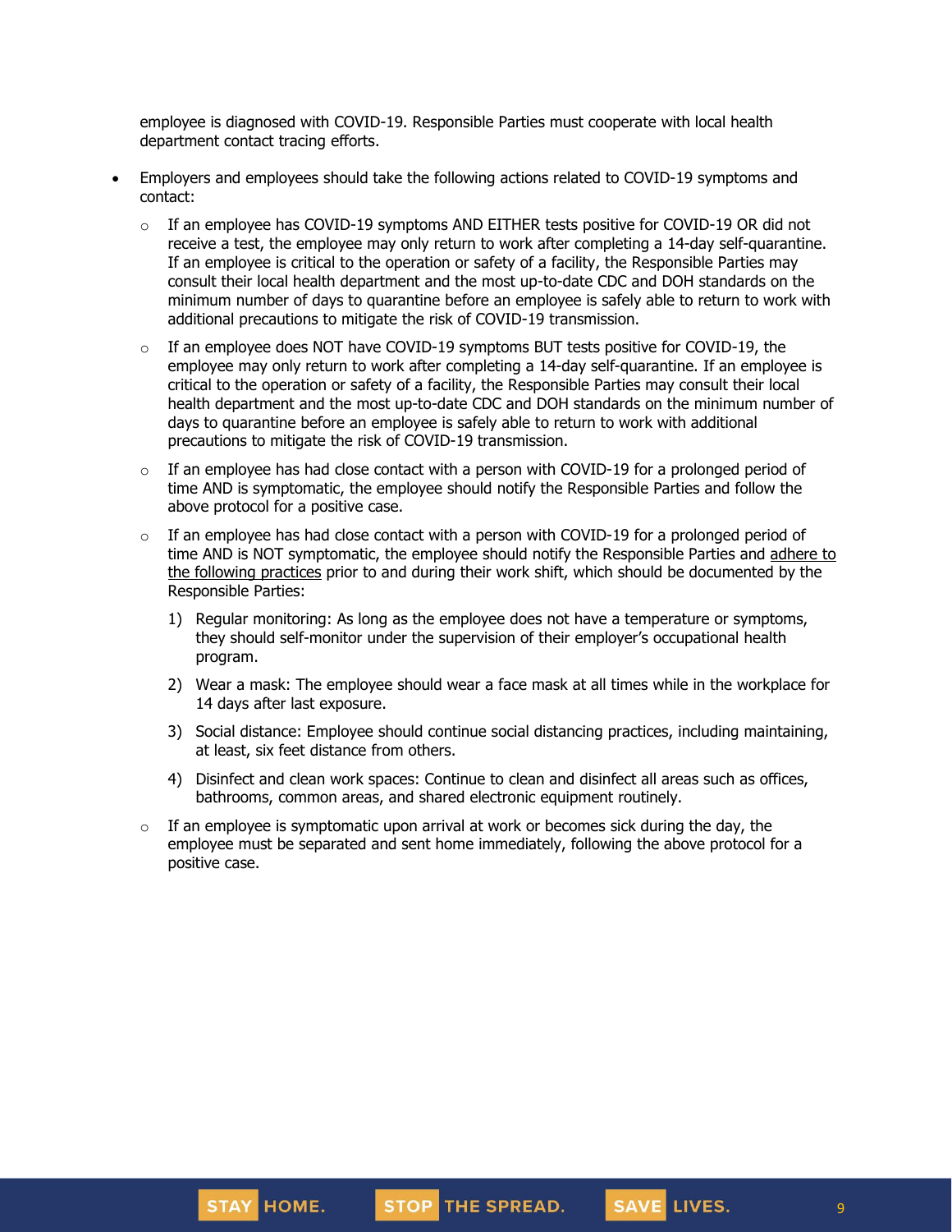employee is diagnosed with COVID-19. Responsible Parties must cooperate with local health department contact tracing efforts.

- Employers and employees should take the following actions related to COVID-19 symptoms and contact:
  - If an employee has COVID-19 symptoms AND EITHER tests positive for COVID-19 OR did not receive a test, the employee may only return to work after completing a 14-day self-quarantine. If an employee is critical to the operation or safety of a facility, the Responsible Parties may consult their local health department and the most up-to-date CDC and DOH standards on the minimum number of days to quarantine before an employee is safely able to return to work with additional precautions to mitigate the risk of COVID-19 transmission.
  - If an employee does NOT have COVID-19 symptoms BUT tests positive for COVID-19, the employee may only return to work after completing a 14-day self-quarantine. If an employee is critical to the operation or safety of a facility, the Responsible Parties may consult their local health department and the most up-to-date CDC and DOH standards on the minimum number of days to quarantine before an employee is safely able to return to work with additional precautions to mitigate the risk of COVID-19 transmission.
  - If an employee has had close contact with a person with COVID-19 for a prolonged period of time AND is symptomatic, the employee should notify the Responsible Parties and follow the above protocol for a positive case.
  - If an employee has had close contact with a person with COVID-19 for a prolonged period of time AND is NOT symptomatic, the employee should notify the Responsible Parties and adhere to the following practices prior to and during their work shift, which should be documented by the Responsible Parties:
    1) Regular monitoring: As long as the employee does not have a temperature or symptoms, they should self-monitor under the supervision of their employer's occupational health program.
    2) Wear a mask: The employee should wear a face mask at all times while in the workplace for 14 days after last exposure.
    3) Social distance: Employee should continue social distancing practices, including maintaining, at least, six feet distance from others.
    4) Disinfect and clean work spaces: Continue to clean and disinfect all areas such as offices, bathrooms, common areas, and shared electronic equipment routinely.
  - If an employee is symptomatic upon arrival at work or becomes sick during the day, the employee must be separated and sent home immediately, following the above protocol for a positive case.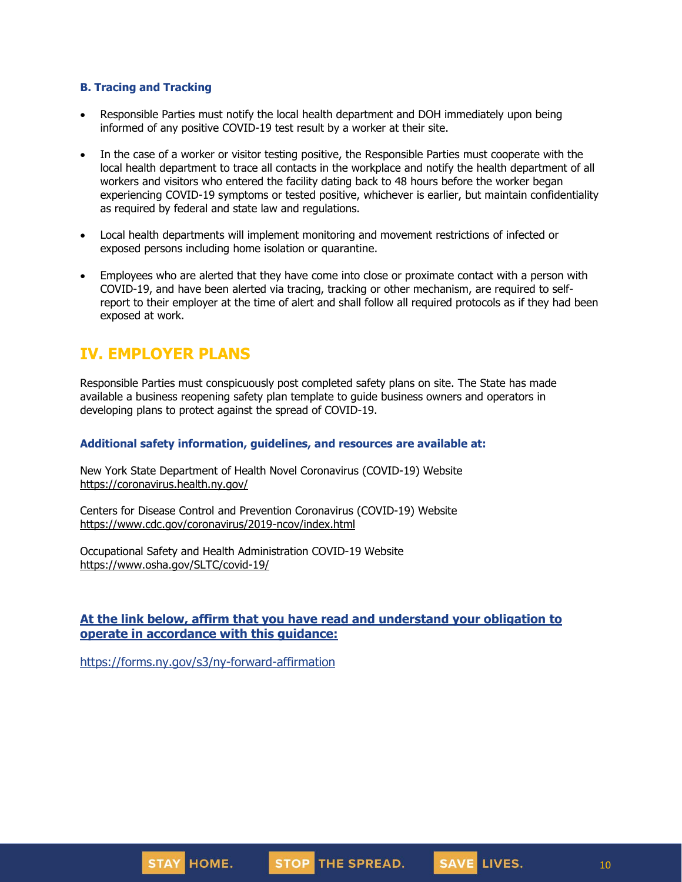### B. Tracing and Tracking

- Responsible Parties must notify the local health department and DOH immediately upon being informed of any positive COVID-19 test result by a worker at their site.
- In the case of a worker or visitor testing positive, the Responsible Parties must cooperate with the local health department to trace all contacts in the workplace and notify the health department of all workers and visitors who entered the facility dating back to 48 hours before the worker began experiencing COVID-19 symptoms or tested positive, whichever is earlier, but maintain confidentiality as required by federal and state law and regulations.
- Local health departments will implement monitoring and movement restrictions of infected or exposed persons including home isolation or quarantine.
- Employees who are alerted that they have come into close or proximate contact with a person with COVID-19, and have been alerted via tracing, tracking or other mechanism, are required to self-report to their employer at the time of alert and shall follow all required protocols as if they had been exposed at work.

## IV. EMPLOYER PLANS

Responsible Parties must conspicuously post completed safety plans on site. The State has made available a business reopening safety plan template to guide business owners and operators in developing plans to protect against the spread of COVID-19.

**Additional safety information, guidelines, and resources are available at:**

New York State Department of Health Novel Coronavirus (COVID-19) Website
https://coronavirus.health.ny.gov/

Centers for Disease Control and Prevention Coronavirus (COVID-19) Website
https://www.cdc.gov/coronavirus/2019-ncov/index.html

Occupational Safety and Health Administration COVID-19 Website
https://www.osha.gov/SLTC/covid-19/

**At the link below, affirm that you have read and understand your obligation to operate in accordance with this guidance:**

https://forms.ny.gov/s3/ny-forward-affirmation